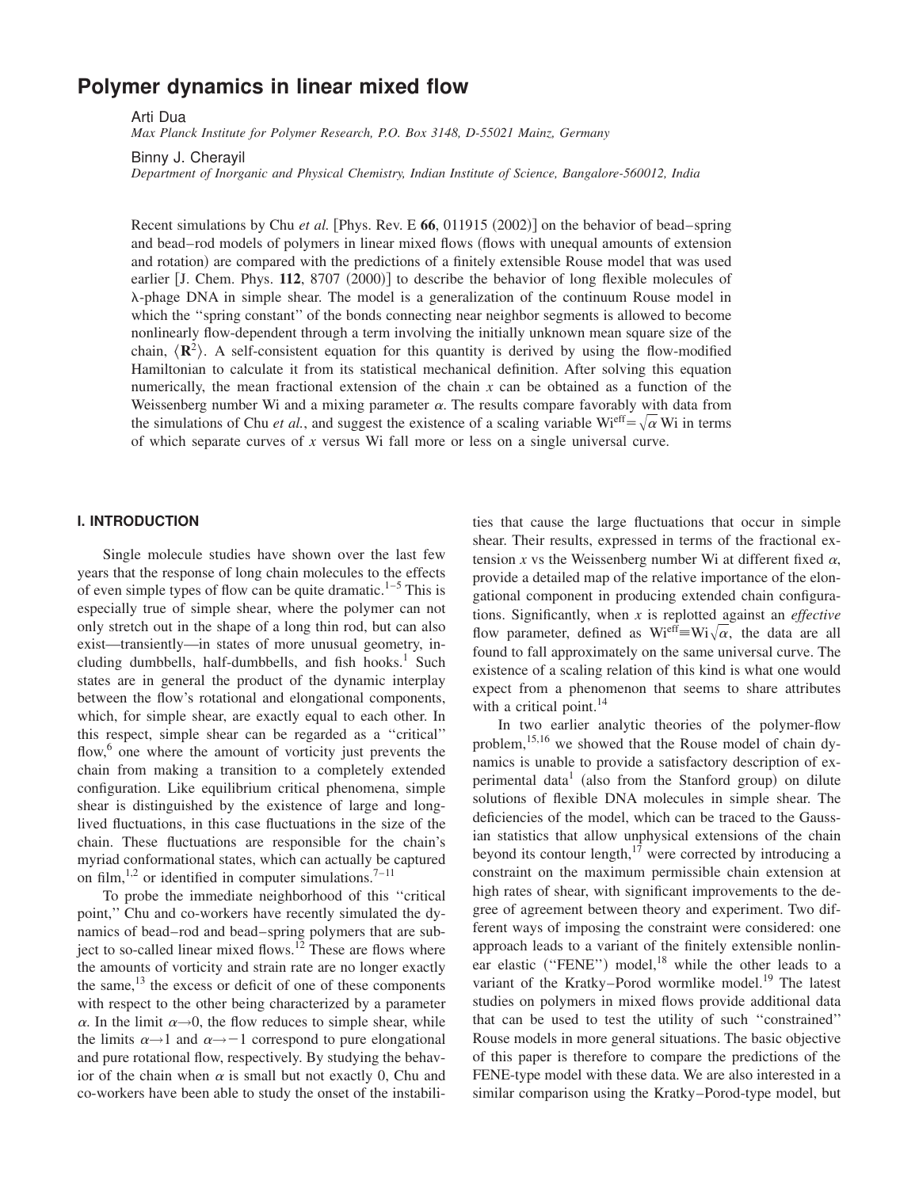# Polymer dynamics in linear mixed flow

Arti Dua

*Max Planck Institute for Polymer Research, P.O. Box 3148, D-55021 Mainz, Germany*

Binny J. Cherayil

*Department of Inorganic and Physical Chemistry, Indian Institute of Science, Bangalore-560012, India*

Recent simulations by Chu *et al.* [Phys. Rev. E **66**, 011915 (2002)] on the behavior of bead–spring and bead–rod models of polymers in linear mixed flows (flows with unequal amounts of extension and rotation) are compared with the predictions of a finitely extensible Rouse model that was used earlier [J. Chem. Phys. **112**, 8707 (2000)] to describe the behavior of long flexible molecules of λ-phage DNA in simple shear. The model is a generalization of the continuum Rouse model in which the "spring constant" of the bonds connecting near neighbor segments is allowed to become nonlinearly flow-dependent through a term involving the initially unknown mean square size of the chain, $\langle \mathbf{R}^2 \rangle$. A self-consistent equation for this quantity is derived by using the flow-modified Hamiltonian to calculate it from its statistical mechanical definition. After solving this equation numerically, the mean fractional extension of the chain $x$ can be obtained as a function of the Weissenberg number Wi and a mixing parameter $\alpha$. The results compare favorably with data from the simulations of Chu *et al.*, and suggest the existence of a scaling variable $\mathrm{Wi}^{\mathrm{eff}} = \sqrt{\alpha}\,\mathrm{Wi}$ in terms of which separate curves of $x$ versus Wi fall more or less on a single universal curve.

## I. INTRODUCTION

Single molecule studies have shown over the last few years that the response of long chain molecules to the effects of even simple types of flow can be quite dramatic.[1–5] This is especially true of simple shear, where the polymer can not only stretch out in the shape of a long thin rod, but can also exist—transiently—in states of more unusual geometry, including dumbbells, half-dumbbells, and fish hooks.[1] Such states are in general the product of the dynamic interplay between the flow's rotational and elongational components, which, for simple shear, are exactly equal to each other. In this respect, simple shear can be regarded as a "critical" flow,[6] one where the amount of vorticity just prevents the chain from making a transition to a completely extended configuration. Like equilibrium critical phenomena, simple shear is distinguished by the existence of large and long-lived fluctuations, in this case fluctuations in the size of the chain. These fluctuations are responsible for the chain's myriad conformational states, which can actually be captured on film,[1,2] or identified in computer simulations.[7–11]

To probe the immediate neighborhood of this "critical point," Chu and co-workers have recently simulated the dynamics of bead–rod and bead–spring polymers that are subject to so-called linear mixed flows.[12] These are flows where the amounts of vorticity and strain rate are no longer exactly the same,[13] the excess or deficit of one of these components with respect to the other being characterized by a parameter $\alpha$. In the limit $\alpha \to 0$, the flow reduces to simple shear, while the limits $\alpha \to 1$ and $\alpha \to -1$ correspond to pure elongational and pure rotational flow, respectively. By studying the behavior of the chain when $\alpha$ is small but not exactly 0, Chu and co-workers have been able to study the onset of the instabilities that cause the large fluctuations that occur in simple shear. Their results, expressed in terms of the fractional extension $x$ vs the Weissenberg number Wi at different fixed $\alpha$, provide a detailed map of the relative importance of the elongational component in producing extended chain configurations. Significantly, when $x$ is replotted against an *effective* flow parameter, defined as $\mathrm{Wi}^{\mathrm{eff}} \equiv \mathrm{Wi}\sqrt{\alpha}$, the data are all found to fall approximately on the same universal curve. The existence of a scaling relation of this kind is what one would expect from a phenomenon that seems to share attributes with a critical point.[14]

In two earlier analytic theories of the polymer-flow problem,[15,16] we showed that the Rouse model of chain dynamics is unable to provide a satisfactory description of experimental data[1] (also from the Stanford group) on dilute solutions of flexible DNA molecules in simple shear. The deficiencies of the model, which can be traced to the Gaussian statistics that allow unphysical extensions of the chain beyond its contour length,[17] were corrected by introducing a constraint on the maximum permissible chain extension at high rates of shear, with significant improvements to the degree of agreement between theory and experiment. Two different ways of imposing the constraint were considered: one approach leads to a variant of the finitely extensible nonlinear elastic ("FENE") model,[18] while the other leads to a variant of the Kratky–Porod wormlike model.[19] The latest studies on polymers in mixed flows provide additional data that can be used to test the utility of such "constrained" Rouse models in more general situations. The basic objective of this paper is therefore to compare the predictions of the FENE-type model with these data. We are also interested in a similar comparison using the Kratky–Porod-type model, but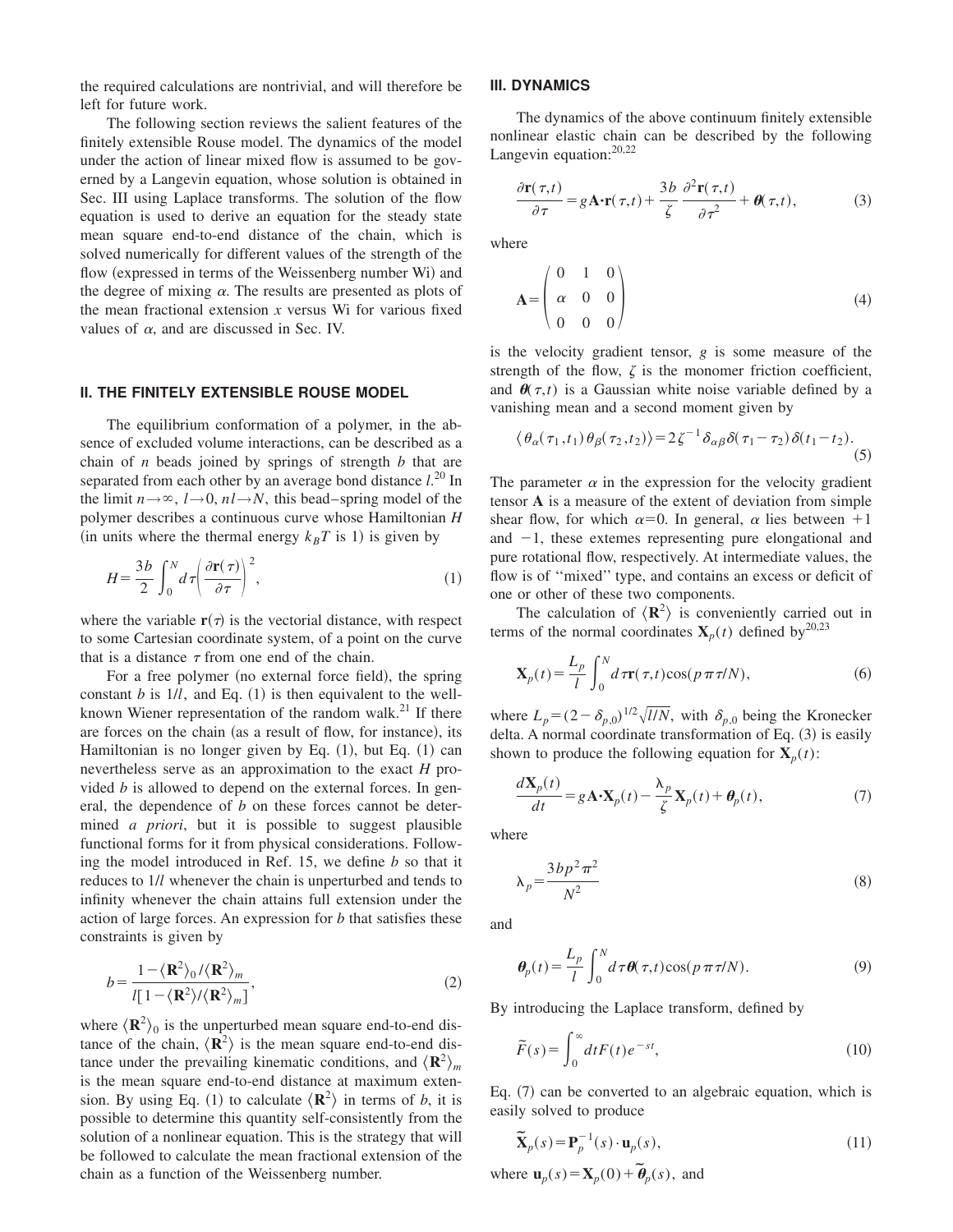the required calculations are nontrivial, and will therefore be left for future work.

The following section reviews the salient features of the finitely extensible Rouse model. The dynamics of the model under the action of linear mixed flow is assumed to be governed by a Langevin equation, whose solution is obtained in Sec. III using Laplace transforms. The solution of the flow equation is used to derive an equation for the steady state mean square end-to-end distance of the chain, which is solved numerically for different values of the strength of the flow (expressed in terms of the Weissenberg number Wi) and the degree of mixing $\alpha$. The results are presented as plots of the mean fractional extension $x$ versus Wi for various fixed values of $\alpha$, and are discussed in Sec. IV.

## II. THE FINITELY EXTENSIBLE ROUSE MODEL

The equilibrium conformation of a polymer, in the absence of excluded volume interactions, can be described as a chain of $n$ beads joined by springs of strength $b$ that are separated from each other by an average bond distance $l$.[20] In the limit $n\to\infty$, $l\to 0$, $nl\to N$, this bead–spring model of the polymer describes a continuous curve whose Hamiltonian $H$ (in units where the thermal energy $k_BT$ is 1) is given by

$$H=\frac{3b}{2}\int_0^N d\tau\left(\frac{\partial \mathbf{r}(\tau)}{\partial\tau}\right)^2, \tag{1}$$

where the variable $\mathbf{r}(\tau)$ is the vectorial distance, with respect to some Cartesian coordinate system, of a point on the curve that is a distance $\tau$ from one end of the chain.

For a free polymer (no external force field), the spring constant $b$ is $1/l$, and Eq. (1) is then equivalent to the well-known Wiener representation of the random walk.[21] If there are forces on the chain (as a result of flow, for instance), its Hamiltonian is no longer given by Eq. (1), but Eq. (1) can nevertheless serve as an approximation to the exact $H$ provided $b$ is allowed to depend on the external forces. In general, the dependence of $b$ on these forces cannot be determined *a priori*, but it is possible to suggest plausible functional forms for it from physical considerations. Following the model introduced in Ref. 15, we define $b$ so that it reduces to $1/l$ whenever the chain is unperturbed and tends to infinity whenever the chain attains full extension under the action of large forces. An expression for $b$ that satisfies these constraints is given by

$$b=\frac{1-\langle \mathbf{R}^2\rangle_0/\langle \mathbf{R}^2\rangle_m}{l[1-\langle \mathbf{R}^2\rangle/\langle \mathbf{R}^2\rangle_m]}, \tag{2}$$

where $\langle \mathbf{R}^2\rangle_0$ is the unperturbed mean square end-to-end distance of the chain, $\langle \mathbf{R}^2\rangle$ is the mean square end-to-end distance under the prevailing kinematic conditions, and $\langle \mathbf{R}^2\rangle_m$ is the mean square end-to-end distance at maximum extension. By using Eq. (1) to calculate $\langle \mathbf{R}^2\rangle$ in terms of $b$, it is possible to determine this quantity self-consistently from the solution of a nonlinear equation. This is the strategy that will be followed to calculate the mean fractional extension of the chain as a function of the Weissenberg number.

## III. DYNAMICS

The dynamics of the above continuum finitely extensible nonlinear elastic chain can be described by the following Langevin equation:[20,22]

$$\frac{\partial \mathbf{r}(\tau,t)}{\partial\tau}=g\mathbf{A}\cdot\mathbf{r}(\tau,t)+\frac{3b}{\zeta}\frac{\partial^2\mathbf{r}(\tau,t)}{\partial\tau^2}+\boldsymbol{\theta}(\tau,t), \tag{3}$$

where

$$\mathbf{A}=\begin{pmatrix}0 & 1 & 0\\ \alpha & 0 & 0\\ 0 & 0 & 0\end{pmatrix} \tag{4}$$

is the velocity gradient tensor, $g$ is some measure of the strength of the flow, $\zeta$ is the monomer friction coefficient, and $\boldsymbol{\theta}(\tau,t)$ is a Gaussian white noise variable defined by a vanishing mean and a second moment given by

$$\langle\theta_\alpha(\tau_1,t_1)\theta_\beta(\tau_2,t_2)\rangle=2\zeta^{-1}\delta_{\alpha\beta}\delta(\tau_1-\tau_2)\delta(t_1-t_2). \tag{5}$$

The parameter $\alpha$ in the expression for the velocity gradient tensor $\mathbf{A}$ is a measure of the extent of deviation from simple shear flow, for which $\alpha=0$. In general, $\alpha$ lies between $+1$ and $-1$, these extemes representing pure elongational and pure rotational flow, respectively. At intermediate values, the flow is of ''mixed'' type, and contains an excess or deficit of one or other of these two components.

The calculation of $\langle \mathbf{R}^2\rangle$ is conveniently carried out in terms of the normal coordinates $\mathbf{X}_p(t)$ defined by[20,23]

$$\mathbf{X}_p(t)=\frac{L_p}{l}\int_0^N d\tau\,\mathbf{r}(\tau,t)\cos(p\pi\tau/N), \tag{6}$$

where $L_p=(2-\delta_{p,0})^{1/2}\sqrt{l/N}$, with $\delta_{p,0}$ being the Kronecker delta. A normal coordinate transformation of Eq. (3) is easily shown to produce the following equation for $\mathbf{X}_p(t)$:

$$\frac{d\mathbf{X}_p(t)}{dt}=g\mathbf{A}\cdot\mathbf{X}_p(t)-\frac{\lambda_p}{\zeta}\mathbf{X}_p(t)+\boldsymbol{\theta}_p(t), \tag{7}$$

where

$$\lambda_p=\frac{3bp^2\pi^2}{N^2} \tag{8}$$

and

$$\boldsymbol{\theta}_p(t)=\frac{L_p}{l}\int_0^N d\tau\,\boldsymbol{\theta}(\tau,t)\cos(p\pi\tau/N). \tag{9}$$

By introducing the Laplace transform, defined by

$$\tilde{F}(s)=\int_0^\infty dt\,F(t)e^{-st}, \tag{10}$$

Eq. (7) can be converted to an algebraic equation, which is easily solved to produce

$$\tilde{\mathbf{X}}_p(s)=\mathbf{P}_p^{-1}(s)\cdot\mathbf{u}_p(s), \tag{11}$$

where $\mathbf{u}_p(s)=\mathbf{X}_p(0)+\tilde{\boldsymbol{\theta}}_p(s)$, and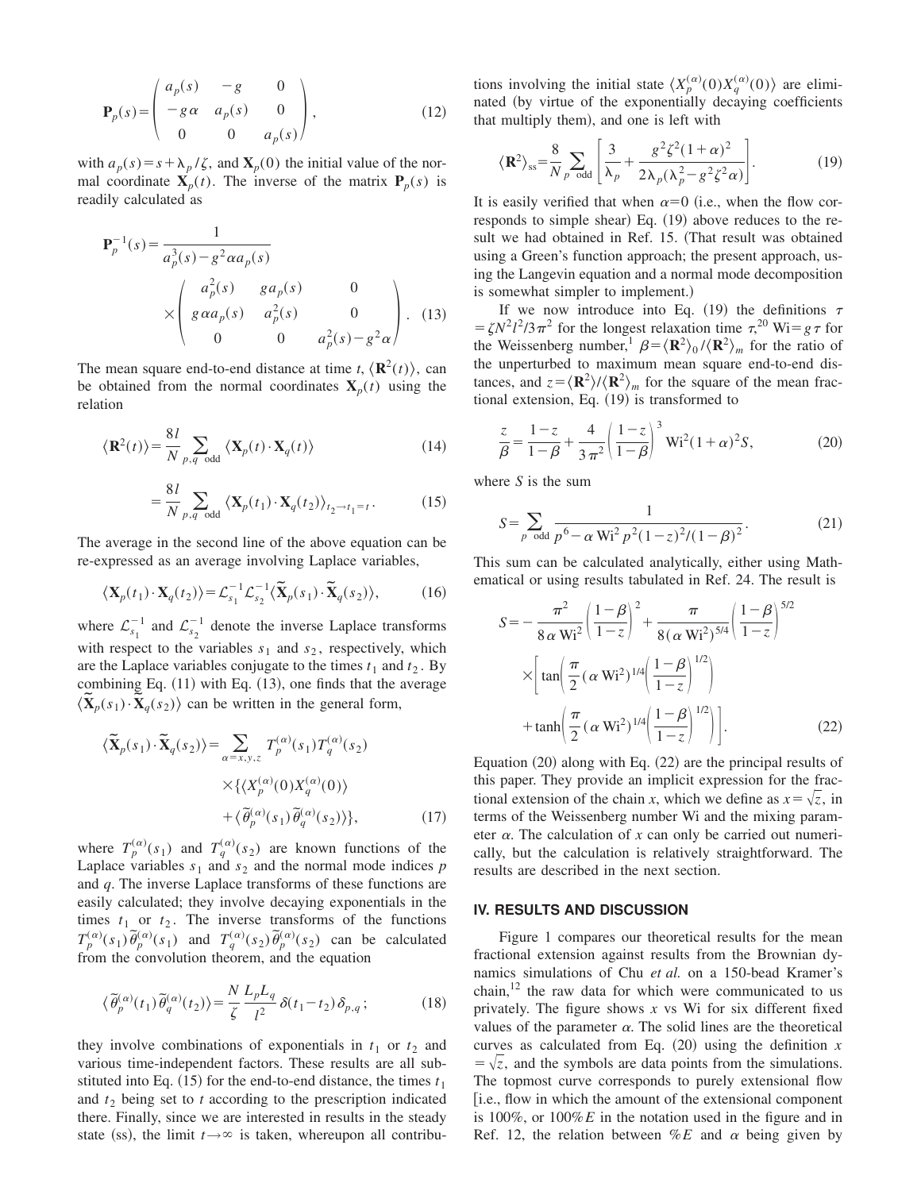$$
\mathbf{P}_p(s) = \begin{pmatrix} a_p(s) & -g & 0 \\ -g\alpha & a_p(s) & 0 \\ 0 & 0 & a_p(s) \end{pmatrix}, \tag{12}
$$

with $a_p(s) = s + \lambda_p/\zeta$, and $\mathbf{X}_p(0)$ the initial value of the normal coordinate $\mathbf{X}_p(t)$. The inverse of the matrix $\mathbf{P}_p(s)$ is readily calculated as

$$
\mathbf{P}_p^{-1}(s) = \frac{1}{a_p^3(s) - g^2 \alpha a_p(s)} \times \begin{pmatrix} a_p^2(s) & g a_p(s) & 0 \\ g\alpha a_p(s) & a_p^2(s) & 0 \\ 0 & 0 & a_p^2(s) - g^2\alpha \end{pmatrix}. \tag{13}
$$

The mean square end-to-end distance at time $t$, $\langle \mathbf{R}^2(t) \rangle$, can be obtained from the normal coordinates $\mathbf{X}_p(t)$ using the relation

$$
\langle \mathbf{R}^2(t) \rangle = \frac{8l}{N} \sum_{p,q \text{ odd}} \langle \mathbf{X}_p(t) \cdot \mathbf{X}_q(t) \rangle \tag{14}
$$

$$
= \frac{8l}{N} \sum_{p,q \text{ odd}} \langle \mathbf{X}_p(t_1) \cdot \mathbf{X}_q(t_2) \rangle_{t_2 \to t_1 = t}. \tag{15}
$$

The average in the second line of the above equation can be re-expressed as an average involving Laplace variables,

$$
\langle \mathbf{X}_p(t_1) \cdot \mathbf{X}_q(t_2) \rangle = \mathcal{L}_{s_1}^{-1} \mathcal{L}_{s_2}^{-1} \langle \widetilde{\mathbf{X}}_p(s_1) \cdot \widetilde{\mathbf{X}}_q(s_2) \rangle, \tag{16}
$$

where $\mathcal{L}_{s_1}^{-1}$ and $\mathcal{L}_{s_2}^{-1}$ denote the inverse Laplace transforms with respect to the variables $s_1$ and $s_2$, respectively, which are the Laplace variables conjugate to the times $t_1$ and $t_2$. By combining Eq. (11) with Eq. (13), one finds that the average $\langle \widetilde{\mathbf{X}}_p(s_1) \cdot \widetilde{\mathbf{X}}_q(s_2) \rangle$ can be written in the general form,

$$
\langle \widetilde{\mathbf{X}}_p(s_1) \cdot \widetilde{\mathbf{X}}_q(s_2) \rangle = \sum_{\alpha = x,y,z} T_p^{(\alpha)}(s_1) T_q^{(\alpha)}(s_2) \times \{ \langle X_p^{(\alpha)}(0) X_q^{(\alpha)}(0) \rangle + \langle \widetilde{\theta}_p^{(\alpha)}(s_1) \widetilde{\theta}_q^{(\alpha)}(s_2) \rangle \}, \tag{17}
$$

where $T_p^{(\alpha)}(s_1)$ and $T_q^{(\alpha)}(s_2)$ are known functions of the Laplace variables $s_1$ and $s_2$ and the normal mode indices $p$ and $q$. The inverse Laplace transforms of these functions are easily calculated; they involve decaying exponentials in the times $t_1$ or $t_2$. The inverse transforms of the functions $T_p^{(\alpha)}(s_1)\widetilde{\theta}_p^{(\alpha)}(s_1)$ and $T_q^{(\alpha)}(s_2)\widetilde{\theta}_p^{(\alpha)}(s_2)$ can be calculated from the convolution theorem, and the equation

$$
\langle \widetilde{\theta}_p^{(\alpha)}(t_1) \widetilde{\theta}_q^{(\alpha)}(t_2) \rangle = \frac{N}{\zeta} \frac{L_p L_q}{l^2} \delta(t_1 - t_2) \delta_{p,q}; \tag{18}
$$

they involve combinations of exponentials in $t_1$ or $t_2$ and various time-independent factors. These results are all substituted into Eq. (15) for the end-to-end distance, the times $t_1$ and $t_2$ being set to $t$ according to the prescription indicated there. Finally, since we are interested in results in the steady state (ss), the limit $t \to \infty$ is taken, whereupon all contributions involving the initial state $\langle X_p^{(\alpha)}(0) X_q^{(\alpha)}(0) \rangle$ are eliminated (by virtue of the exponentially decaying coefficients that multiply them), and one is left with

$$
\langle \mathbf{R}^2 \rangle_{\text{ss}} = \frac{8}{N} \sum_{p \text{ odd}} \left[ \frac{3}{\lambda_p} + \frac{g^2 \zeta^2 (1+\alpha)^2}{2\lambda_p(\lambda_p^2 - g^2 \zeta^2 \alpha)} \right]. \tag{19}
$$

It is easily verified that when $\alpha = 0$ (i.e., when the flow corresponds to simple shear) Eq. (19) above reduces to the result we had obtained in Ref. 15. (That result was obtained using a Green's function approach; the present approach, using the Langevin equation and a normal mode decomposition is somewhat simpler to implement.)

If we now introduce into Eq. (19) the definitions $\tau = \zeta N^2 l^2 / 3\pi^2$ for the longest relaxation time $\tau$,[20] $\text{Wi} = g\tau$ for the Weissenberg number,[1] $\beta = \langle \mathbf{R}^2 \rangle_0 / \langle \mathbf{R}^2 \rangle_m$ for the ratio of the unperturbed to maximum mean square end-to-end distances, and $z = \langle \mathbf{R}^2 \rangle / \langle \mathbf{R}^2 \rangle_m$ for the square of the mean fractional extension, Eq. (19) is transformed to

$$
\frac{z}{\beta} = \frac{1-z}{1-\beta} + \frac{4}{3\pi^2} \left( \frac{1-z}{1-\beta} \right)^3 \text{Wi}^2 (1+\alpha)^2 S, \tag{20}
$$

where $S$ is the sum

$$
S = \sum_{p \text{ odd}} \frac{1}{p^6 - \alpha \, \text{Wi}^2 p^2 (1-z)^2 / (1-\beta)^2}. \tag{21}
$$

This sum can be calculated analytically, either using Mathematical or using results tabulated in Ref. 24. The result is

$$
S = -\frac{\pi^2}{8\alpha \text{Wi}^2} \left( \frac{1-\beta}{1-z} \right)^2 + \frac{\pi}{8(\alpha \text{Wi}^2)^{5/4}} \left( \frac{1-\beta}{1-z} \right)^{5/2} \times \left[ \tan\left( \frac{\pi}{2} (\alpha \text{Wi}^2)^{1/4} \left( \frac{1-\beta}{1-z} \right)^{1/2} \right) + \tanh\left( \frac{\pi}{2} (\alpha \text{Wi}^2)^{1/4} \left( \frac{1-\beta}{1-z} \right)^{1/2} \right) \right]. \tag{22}
$$

Equation (20) along with Eq. (22) are the principal results of this paper. They provide an implicit expression for the fractional extension of the chain $x$, which we define as $x = \sqrt{z}$, in terms of the Weissenberg number Wi and the mixing parameter $\alpha$. The calculation of $x$ can only be carried out numerically, but the calculation is relatively straightforward. The results are described in the next section.

## IV. RESULTS AND DISCUSSION

Figure 1 compares our theoretical results for the mean fractional extension against results from the Brownian dynamics simulations of Chu *et al.* on a 150-bead Kramer's chain,[12] the raw data for which were communicated to us privately. The figure shows $x$ vs Wi for six different fixed values of the parameter $\alpha$. The solid lines are the theoretical curves as calculated from Eq. (20) using the definition $x = \sqrt{z}$, and the symbols are data points from the simulations. The topmost curve corresponds to purely extensional flow [i.e., flow in which the amount of the extensional component is 100%, or 100%$E$ in the notation used in the figure and in Ref. 12, the relation between %$E$ and $\alpha$ being given by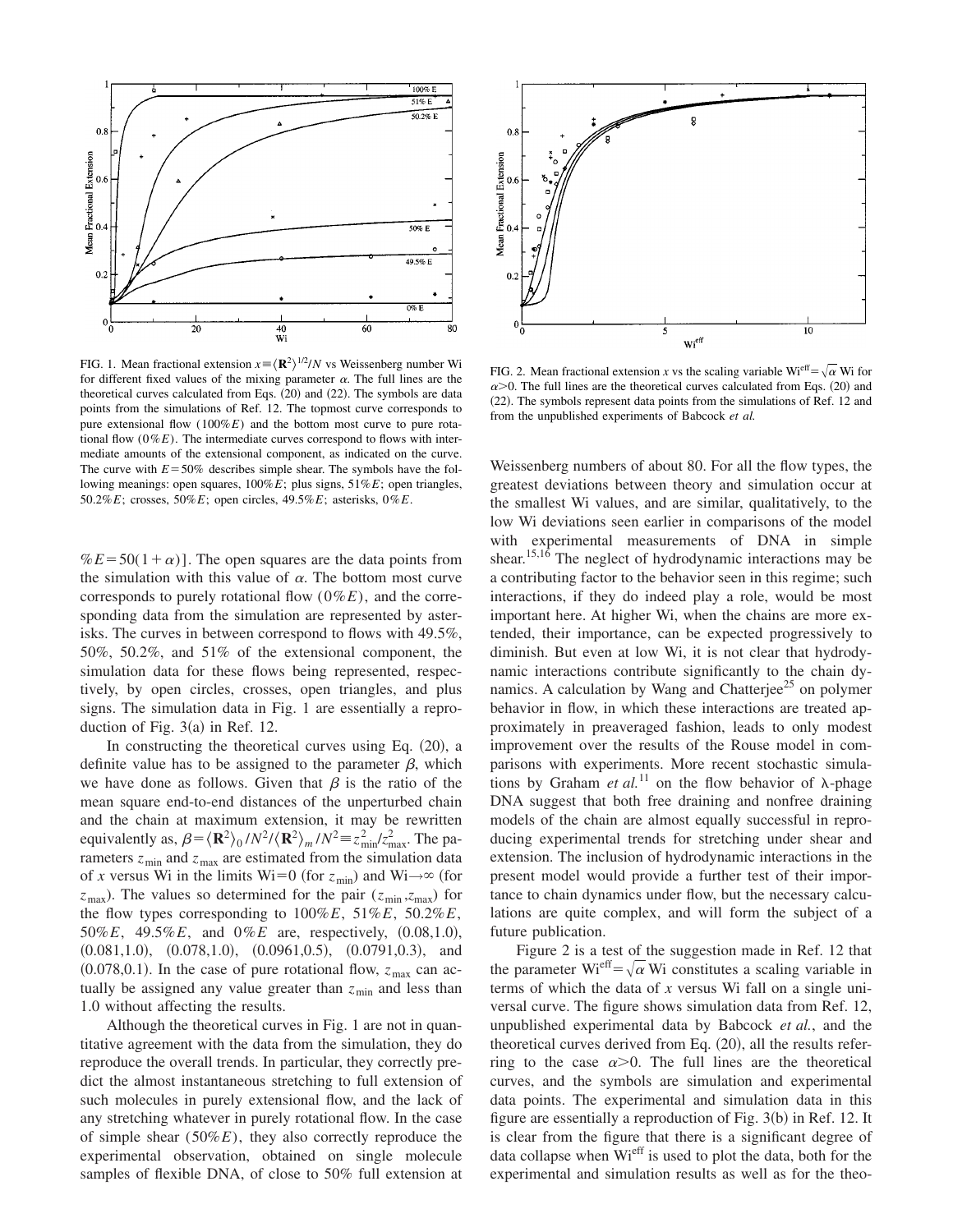FIG. 1. Mean fractional extension $x \equiv \langle \mathbf{R}^2 \rangle^{1/2}/N$ vs Weissenberg number Wi for different fixed values of the mixing parameter $\alpha$. The full lines are the theoretical curves calculated from Eqs. (20) and (22). The symbols are data points from the simulations of Ref. 12. The topmost curve corresponds to pure extensional flow (100%$E$) and the bottom most curve to pure rotational flow (0%$E$). The intermediate curves correspond to flows with intermediate amounts of the extensional component, as indicated on the curve. The curve with $E = 50\%$ describes simple shear. The symbols have the following meanings: open squares, 100%$E$; plus signs, 51%$E$; open triangles, 50.2%$E$; crosses, 50%$E$; open circles, 49.5%$E$; asterisks, 0%$E$.

FIG. 2. Mean fractional extension $x$ vs the scaling variable $\mathrm{Wi}^{\mathrm{eff}} = \sqrt{\alpha}\,\mathrm{Wi}$ for $\alpha > 0$. The full lines are the theoretical curves calculated from Eqs. (20) and (22). The symbols represent data points from the simulations of Ref. 12 and from the unpublished experiments of Babcock *et al.*

%$E = 50(1+\alpha)$]. The open squares are the data points from the simulation with this value of $\alpha$. The bottom most curve corresponds to purely rotational flow (0%$E$), and the corresponding data from the simulation are represented by asterisks. The curves in between correspond to flows with 49.5%, 50%, 50.2%, and 51% of the extensional component, the simulation data for these flows being represented, respectively, by open circles, crosses, open triangles, and plus signs. The simulation data in Fig. 1 are essentially a reproduction of Fig. 3(a) in Ref. 12.

In constructing the theoretical curves using Eq. (20), a definite value has to be assigned to the parameter $\beta$, which we have done as follows. Given that $\beta$ is the ratio of the mean square end-to-end distances of the unperturbed chain and the chain at maximum extension, it may be rewritten equivalently as, $\beta = \langle \mathbf{R}^2 \rangle_0 / N^2 / \langle \mathbf{R}^2 \rangle_m / N^2 \equiv z_{\min}^2 / z_{\max}^2$. The parameters $z_{\min}$ and $z_{\max}$ are estimated from the simulation data of $x$ versus Wi in the limits Wi=0 (for $z_{\min}$) and Wi$\to\infty$ (for $z_{\max}$). The values so determined for the pair ($z_{\min}, z_{\max}$) for the flow types corresponding to 100%$E$, 51%$E$, 50.2%$E$, 50%$E$, 49.5%$E$, and 0%$E$ are, respectively, (0.08,1.0), (0.081,1.0), (0.078,1.0), (0.0961,0.5), (0.0791,0.3), and (0.078,0.1). In the case of pure rotational flow, $z_{\max}$ can actually be assigned any value greater than $z_{\min}$ and less than 1.0 without affecting the results.

Although the theoretical curves in Fig. 1 are not in quantitative agreement with the data from the simulation, they do reproduce the overall trends. In particular, they correctly predict the almost instantaneous stretching to full extension of such molecules in purely extensional flow, and the lack of any stretching whatever in purely rotational flow. In the case of simple shear (50%$E$), they also correctly reproduce the experimental observation, obtained on single molecule samples of flexible DNA, of close to 50% full extension at Weissenberg numbers of about 80. For all the flow types, the greatest deviations between theory and simulation occur at the smallest Wi values, and are similar, qualitatively, to the low Wi deviations seen earlier in comparisons of the model with experimental measurements of DNA in simple shear.[15,16] The neglect of hydrodynamic interactions may be a contributing factor to the behavior seen in this regime; such interactions, if they do indeed play a role, would be most important here. At higher Wi, when the chains are more extended, their importance, can be expected progressively to diminish. But even at low Wi, it is not clear that hydrodynamic interactions contribute significantly to the chain dynamics. A calculation by Wang and Chatterjee[25] on polymer behavior in flow, in which these interactions are treated approximately in preaveraged fashion, leads to only modest improvement over the results of the Rouse model in comparisons with experiments. More recent stochastic simulations by Graham *et al.*[11] on the flow behavior of λ-phage DNA suggest that both free draining and nonfree draining models of the chain are almost equally successful in reproducing experimental trends for stretching under shear and extension. The inclusion of hydrodynamic interactions in the present model would provide a further test of their importance to chain dynamics under flow, but the necessary calculations are quite complex, and will form the subject of a future publication.

Figure 2 is a test of the suggestion made in Ref. 12 that the parameter $\mathrm{Wi}^{\mathrm{eff}} = \sqrt{\alpha}\,\mathrm{Wi}$ constitutes a scaling variable in terms of which the data of $x$ versus Wi fall on a single universal curve. The figure shows simulation data from Ref. 12, unpublished experimental data by Babcock *et al.*, and the theoretical curves derived from Eq. (20), all the results referring to the case $\alpha > 0$. The full lines are the theoretical curves, and the symbols are simulation and experimental data points. The experimental and simulation data in this figure are essentially a reproduction of Fig. 3(b) in Ref. 12. It is clear from the figure that there is a significant degree of data collapse when $\mathrm{Wi}^{\mathrm{eff}}$ is used to plot the data, both for the experimental and simulation results as well as for the theo-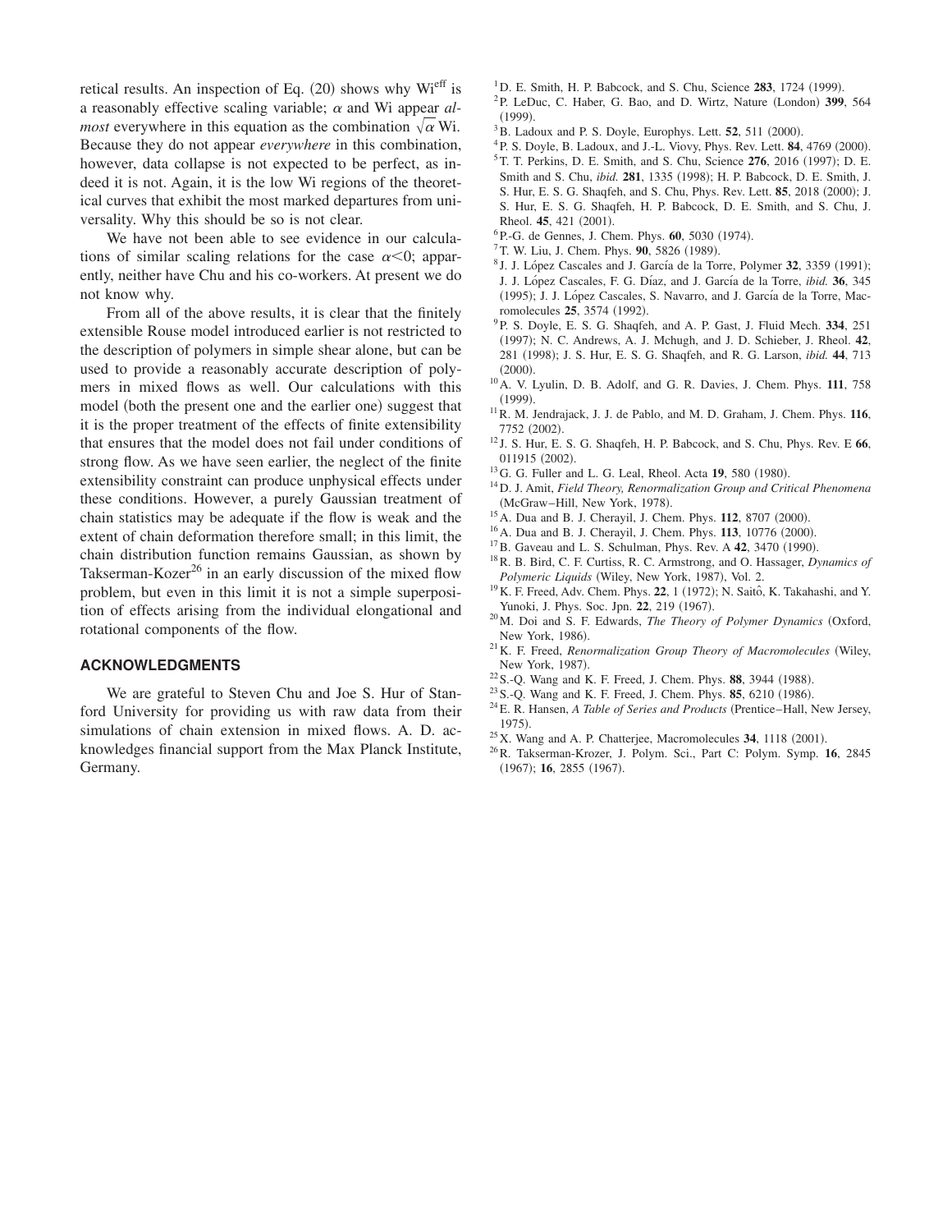retical results. An inspection of Eq. (20) shows why $\mathrm{Wi}^{\mathrm{eff}}$ is a reasonably effective scaling variable; $\alpha$ and Wi appear *almost* everywhere in this equation as the combination $\sqrt{\alpha}\,\mathrm{Wi}$. Because they do not appear *everywhere* in this combination, however, data collapse is not expected to be perfect, as indeed it is not. Again, it is the low Wi regions of the theoretical curves that exhibit the most marked departures from universality. Why this should be so is not clear.

We have not been able to see evidence in our calculations of similar scaling relations for the case $\alpha<0$; apparently, neither have Chu and his co-workers. At present we do not know why.

From all of the above results, it is clear that the finitely extensible Rouse model introduced earlier is not restricted to the description of polymers in simple shear alone, but can be used to provide a reasonably accurate description of polymers in mixed flows as well. Our calculations with this model (both the present one and the earlier one) suggest that it is the proper treatment of the effects of finite extensibility that ensures that the model does not fail under conditions of strong flow. As we have seen earlier, the neglect of the finite extensibility constraint can produce unphysical effects under these conditions. However, a purely Gaussian treatment of chain statistics may be adequate if the flow is weak and the extent of chain deformation therefore small; in this limit, the chain distribution function remains Gaussian, as shown by Takserman-Kozer[26] in an early discussion of the mixed flow problem, but even in this limit it is not a simple superposition of effects arising from the individual elongational and rotational components of the flow.

## ACKNOWLEDGMENTS

We are grateful to Steven Chu and Joe S. Hur of Stanford University for providing us with raw data from their simulations of chain extension in mixed flows. A. D. acknowledges financial support from the Max Planck Institute, Germany.

[1] D. E. Smith, H. P. Babcock, and S. Chu, Science **283**, 1724 (1999).

[2] P. LeDuc, C. Haber, G. Bao, and D. Wirtz, Nature (London) **399**, 564 (1999).

[3] B. Ladoux and P. S. Doyle, Europhys. Lett. **52**, 511 (2000).

[4] P. S. Doyle, B. Ladoux, and J.-L. Viovy, Phys. Rev. Lett. **84**, 4769 (2000).

[5] T. T. Perkins, D. E. Smith, and S. Chu, Science **276**, 2016 (1997); D. E. Smith and S. Chu, *ibid.* **281**, 1335 (1998); H. P. Babcock, D. E. Smith, J. S. Hur, E. S. G. Shaqfeh, and S. Chu, Phys. Rev. Lett. **85**, 2018 (2000); J. S. Hur, E. S. G. Shaqfeh, H. P. Babcock, D. E. Smith, and S. Chu, J. Rheol. **45**, 421 (2001).

[6] P.-G. de Gennes, J. Chem. Phys. **60**, 5030 (1974).

[7] T. W. Liu, J. Chem. Phys. **90**, 5826 (1989).

[8] J. J. López Cascales and J. García de la Torre, Polymer **32**, 3359 (1991); J. J. López Cascales, F. G. Díaz, and J. García de la Torre, *ibid.* **36**, 345 (1995); J. J. López Cascales, S. Navarro, and J. García de la Torre, Macromolecules **25**, 3574 (1992).

[9] P. S. Doyle, E. S. G. Shaqfeh, and A. P. Gast, J. Fluid Mech. **334**, 251 (1997); N. C. Andrews, A. J. Mchugh, and J. D. Schieber, J. Rheol. **42**, 281 (1998); J. S. Hur, E. S. G. Shaqfeh, and R. G. Larson, *ibid.* **44**, 713 (2000).

[10] A. V. Lyulin, D. B. Adolf, and G. R. Davies, J. Chem. Phys. **111**, 758 (1999).

[11] R. M. Jendrajack, J. J. de Pablo, and M. D. Graham, J. Chem. Phys. **116**, 7752 (2002).

[12] J. S. Hur, E. S. G. Shaqfeh, H. P. Babcock, and S. Chu, Phys. Rev. E **66**, 011915 (2002).

[13] G. G. Fuller and L. G. Leal, Rheol. Acta **19**, 580 (1980).

[14] D. J. Amit, *Field Theory, Renormalization Group and Critical Phenomena* (McGraw–Hill, New York, 1978).

[15] A. Dua and B. J. Cherayil, J. Chem. Phys. **112**, 8707 (2000).

[16] A. Dua and B. J. Cherayil, J. Chem. Phys. **113**, 10776 (2000).

[17] B. Gaveau and L. S. Schulman, Phys. Rev. A **42**, 3470 (1990).

[18] R. B. Bird, C. F. Curtiss, R. C. Armstrong, and O. Hassager, *Dynamics of Polymeric Liquids* (Wiley, New York, 1987), Vol. 2.

[19] K. F. Freed, Adv. Chem. Phys. **22**, 1 (1972); N. Saitô, K. Takahashi, and Y. Yunoki, J. Phys. Soc. Jpn. **22**, 219 (1967).

[20] M. Doi and S. F. Edwards, *The Theory of Polymer Dynamics* (Oxford, New York, 1986).

[21] K. F. Freed, *Renormalization Group Theory of Macromolecules* (Wiley, New York, 1987).

[22] S.-Q. Wang and K. F. Freed, J. Chem. Phys. **88**, 3944 (1988).

[23] S.-Q. Wang and K. F. Freed, J. Chem. Phys. **85**, 6210 (1986).

[24] E. R. Hansen, *A Table of Series and Products* (Prentice–Hall, New Jersey, 1975).

[25] X. Wang and A. P. Chatterjee, Macromolecules **34**, 1118 (2001).

[26] R. Takserman-Krozer, J. Polym. Sci., Part C: Polym. Symp. **16**, 2845 (1967); **16**, 2855 (1967).